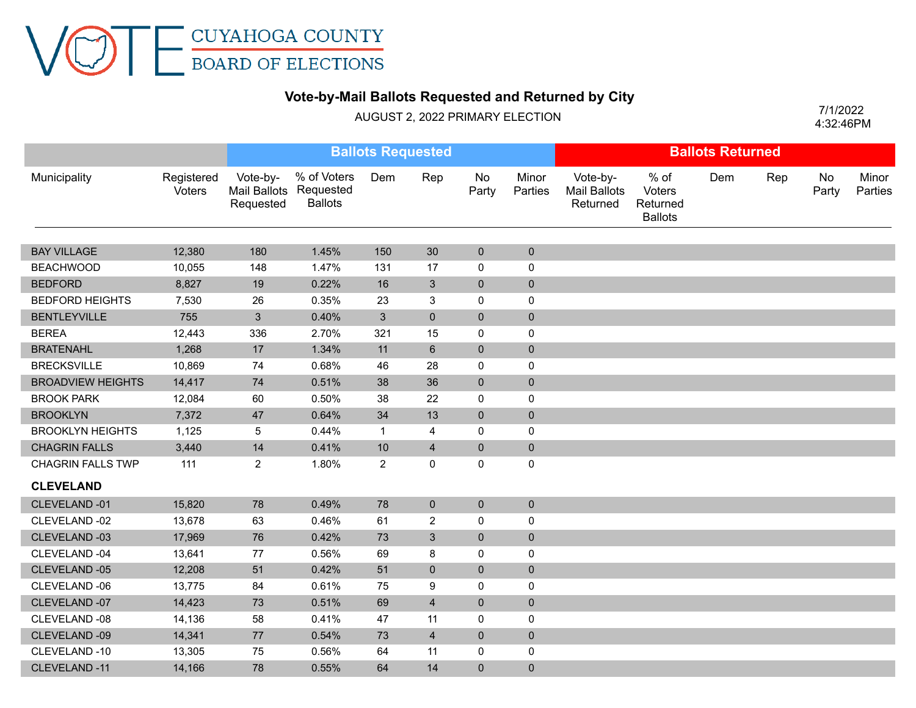# CUYAHOGA COUNTY BOARD OF ELECTIONS

## Vote-by-Mail Ballots Requested and Returned by City

AUGUST 2, 2022 PRIMARY ELECTION

7/1/2022
4:32:46PM

| | | Ballots Requested | | | | | | Ballots Returned | | | | | |
|---|---|---|---|---|---|---|---|---|---|---|---|---|---|
| Municipality | Registered Voters | Vote-by-Mail Ballots Requested | % of Voters Requested Ballots | Dem | Rep | No Party | Minor Parties | Vote-by-Mail Ballots Returned | % of Voters Returned Ballots | Dem | Rep | No Party | Minor Parties |
| BAY VILLAGE | 12,380 | 180 | 1.45% | 150 | 30 | 0 | 0 | | | | | | |
| BEACHWOOD | 10,055 | 148 | 1.47% | 131 | 17 | 0 | 0 | | | | | | |
| BEDFORD | 8,827 | 19 | 0.22% | 16 | 3 | 0 | 0 | | | | | | |
| BEDFORD HEIGHTS | 7,530 | 26 | 0.35% | 23 | 3 | 0 | 0 | | | | | | |
| BENTLEYVILLE | 755 | 3 | 0.40% | 3 | 0 | 0 | 0 | | | | | | |
| BEREA | 12,443 | 336 | 2.70% | 321 | 15 | 0 | 0 | | | | | | |
| BRATENAHL | 1,268 | 17 | 1.34% | 11 | 6 | 0 | 0 | | | | | | |
| BRECKSVILLE | 10,869 | 74 | 0.68% | 46 | 28 | 0 | 0 | | | | | | |
| BROADVIEW HEIGHTS | 14,417 | 74 | 0.51% | 38 | 36 | 0 | 0 | | | | | | |
| BROOK PARK | 12,084 | 60 | 0.50% | 38 | 22 | 0 | 0 | | | | | | |
| BROOKLYN | 7,372 | 47 | 0.64% | 34 | 13 | 0 | 0 | | | | | | |
| BROOKLYN HEIGHTS | 1,125 | 5 | 0.44% | 1 | 4 | 0 | 0 | | | | | | |
| CHAGRIN FALLS | 3,440 | 14 | 0.41% | 10 | 4 | 0 | 0 | | | | | | |
| CHAGRIN FALLS TWP | 111 | 2 | 1.80% | 2 | 0 | 0 | 0 | | | | | | |
| **CLEVELAND** | | | | | | | | | | | | | |
| CLEVELAND -01 | 15,820 | 78 | 0.49% | 78 | 0 | 0 | 0 | | | | | | |
| CLEVELAND -02 | 13,678 | 63 | 0.46% | 61 | 2 | 0 | 0 | | | | | | |
| CLEVELAND -03 | 17,969 | 76 | 0.42% | 73 | 3 | 0 | 0 | | | | | | |
| CLEVELAND -04 | 13,641 | 77 | 0.56% | 69 | 8 | 0 | 0 | | | | | | |
| CLEVELAND -05 | 12,208 | 51 | 0.42% | 51 | 0 | 0 | 0 | | | | | | |
| CLEVELAND -06 | 13,775 | 84 | 0.61% | 75 | 9 | 0 | 0 | | | | | | |
| CLEVELAND -07 | 14,423 | 73 | 0.51% | 69 | 4 | 0 | 0 | | | | | | |
| CLEVELAND -08 | 14,136 | 58 | 0.41% | 47 | 11 | 0 | 0 | | | | | | |
| CLEVELAND -09 | 14,341 | 77 | 0.54% | 73 | 4 | 0 | 0 | | | | | | |
| CLEVELAND -10 | 13,305 | 75 | 0.56% | 64 | 11 | 0 | 0 | | | | | | |
| CLEVELAND -11 | 14,166 | 78 | 0.55% | 64 | 14 | 0 | 0 | | | | | | |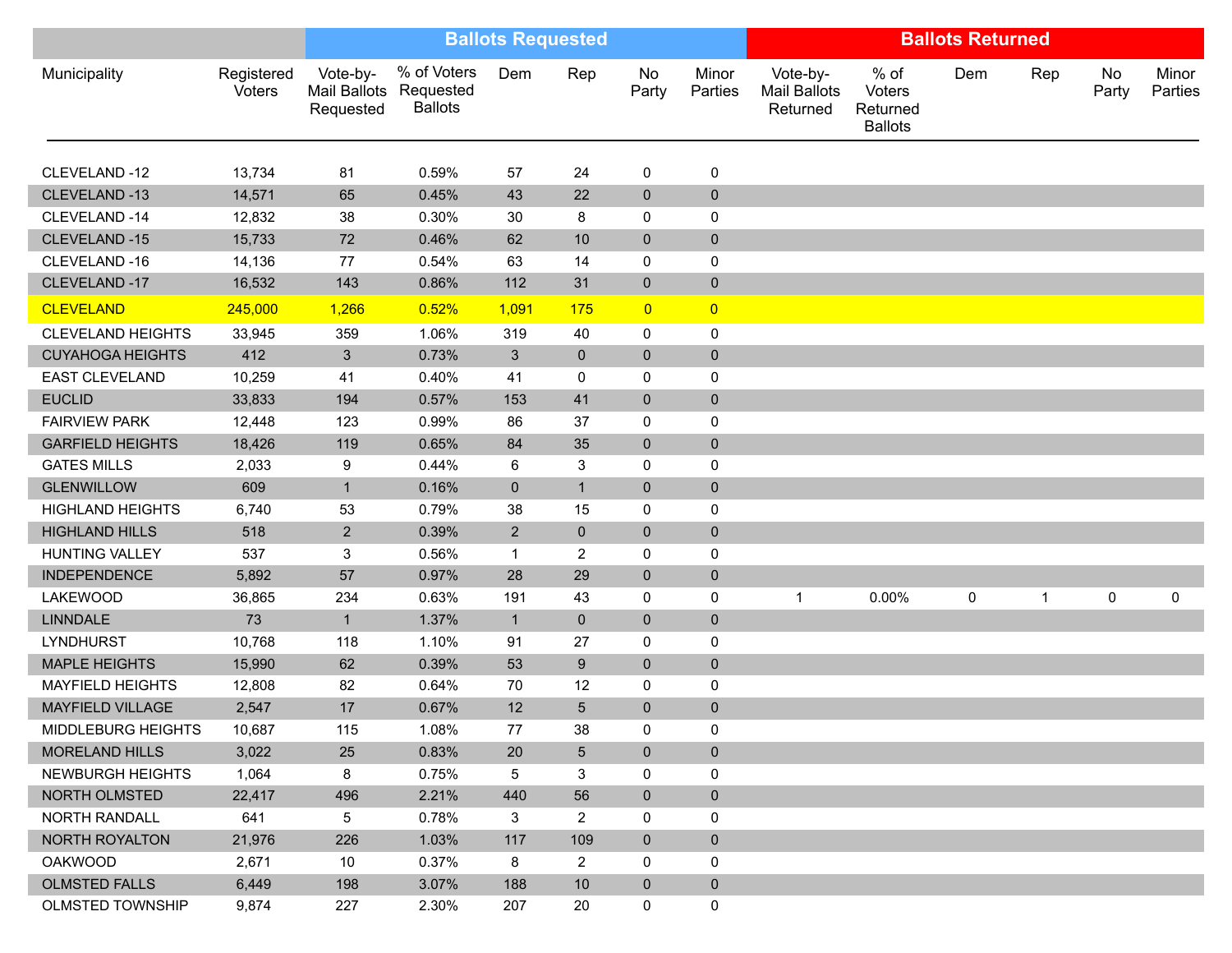| | | Ballots Requested | | | | | | Ballots Returned | | | | | |
|---|---|---|---|---|---|---|---|---|---|---|---|---|---|
| Municipality | Registered Voters | Vote-by-Mail Ballots Requested | % of Voters Requested Ballots | Dem | Rep | No Party | Minor Parties | Vote-by-Mail Ballots Returned | % of Voters Returned Ballots | Dem | Rep | No Party | Minor Parties |
| CLEVELAND -12 | 13,734 | 81 | 0.59% | 57 | 24 | 0 | 0 | | | | | | |
| CLEVELAND -13 | 14,571 | 65 | 0.45% | 43 | 22 | 0 | 0 | | | | | | |
| CLEVELAND -14 | 12,832 | 38 | 0.30% | 30 | 8 | 0 | 0 | | | | | | |
| CLEVELAND -15 | 15,733 | 72 | 0.46% | 62 | 10 | 0 | 0 | | | | | | |
| CLEVELAND -16 | 14,136 | 77 | 0.54% | 63 | 14 | 0 | 0 | | | | | | |
| CLEVELAND -17 | 16,532 | 143 | 0.86% | 112 | 31 | 0 | 0 | | | | | | |
| CLEVELAND | 245,000 | 1,266 | 0.52% | 1,091 | 175 | 0 | 0 | | | | | | |
| CLEVELAND HEIGHTS | 33,945 | 359 | 1.06% | 319 | 40 | 0 | 0 | | | | | | |
| CUYAHOGA HEIGHTS | 412 | 3 | 0.73% | 3 | 0 | 0 | 0 | | | | | | |
| EAST CLEVELAND | 10,259 | 41 | 0.40% | 41 | 0 | 0 | 0 | | | | | | |
| EUCLID | 33,833 | 194 | 0.57% | 153 | 41 | 0 | 0 | | | | | | |
| FAIRVIEW PARK | 12,448 | 123 | 0.99% | 86 | 37 | 0 | 0 | | | | | | |
| GARFIELD HEIGHTS | 18,426 | 119 | 0.65% | 84 | 35 | 0 | 0 | | | | | | |
| GATES MILLS | 2,033 | 9 | 0.44% | 6 | 3 | 0 | 0 | | | | | | |
| GLENWILLOW | 609 | 1 | 0.16% | 0 | 1 | 0 | 0 | | | | | | |
| HIGHLAND HEIGHTS | 6,740 | 53 | 0.79% | 38 | 15 | 0 | 0 | | | | | | |
| HIGHLAND HILLS | 518 | 2 | 0.39% | 2 | 0 | 0 | 0 | | | | | | |
| HUNTING VALLEY | 537 | 3 | 0.56% | 1 | 2 | 0 | 0 | | | | | | |
| INDEPENDENCE | 5,892 | 57 | 0.97% | 28 | 29 | 0 | 0 | | | | | | |
| LAKEWOOD | 36,865 | 234 | 0.63% | 191 | 43 | 0 | 0 | 1 | 0.00% | 0 | 1 | 0 | 0 |
| LINNDALE | 73 | 1 | 1.37% | 1 | 0 | 0 | 0 | | | | | | |
| LYNDHURST | 10,768 | 118 | 1.10% | 91 | 27 | 0 | 0 | | | | | | |
| MAPLE HEIGHTS | 15,990 | 62 | 0.39% | 53 | 9 | 0 | 0 | | | | | | |
| MAYFIELD HEIGHTS | 12,808 | 82 | 0.64% | 70 | 12 | 0 | 0 | | | | | | |
| MAYFIELD VILLAGE | 2,547 | 17 | 0.67% | 12 | 5 | 0 | 0 | | | | | | |
| MIDDLEBURG HEIGHTS | 10,687 | 115 | 1.08% | 77 | 38 | 0 | 0 | | | | | | |
| MORELAND HILLS | 3,022 | 25 | 0.83% | 20 | 5 | 0 | 0 | | | | | | |
| NEWBURGH HEIGHTS | 1,064 | 8 | 0.75% | 5 | 3 | 0 | 0 | | | | | | |
| NORTH OLMSTED | 22,417 | 496 | 2.21% | 440 | 56 | 0 | 0 | | | | | | |
| NORTH RANDALL | 641 | 5 | 0.78% | 3 | 2 | 0 | 0 | | | | | | |
| NORTH ROYALTON | 21,976 | 226 | 1.03% | 117 | 109 | 0 | 0 | | | | | | |
| OAKWOOD | 2,671 | 10 | 0.37% | 8 | 2 | 0 | 0 | | | | | | |
| OLMSTED FALLS | 6,449 | 198 | 3.07% | 188 | 10 | 0 | 0 | | | | | | |
| OLMSTED TOWNSHIP | 9,874 | 227 | 2.30% | 207 | 20 | 0 | 0 | | | | | | |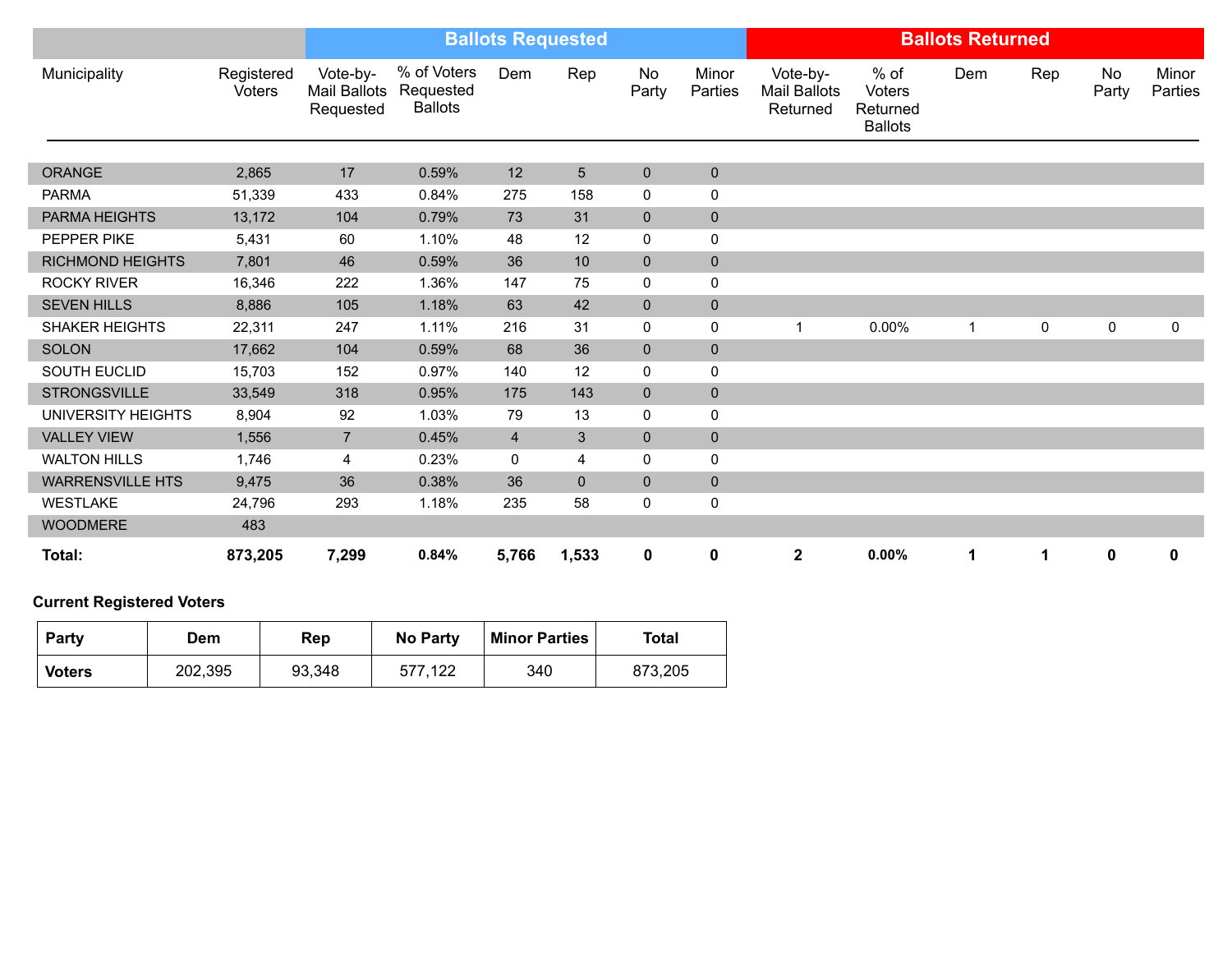| | | Ballots Requested | | | | | | Ballots Returned | | | | | |
|---|---|---|---|---|---|---|---|---|---|---|---|---|---|
| Municipality | Registered Voters | Vote-by-Mail Ballots Requested | % of Voters Requested Ballots | Dem | Rep | No Party | Minor Parties | Vote-by-Mail Ballots Returned | % of Voters Returned Ballots | Dem | Rep | No Party | Minor Parties |
| ORANGE | 2,865 | 17 | 0.59% | 12 | 5 | 0 | 0 | | | | | | |
| PARMA | 51,339 | 433 | 0.84% | 275 | 158 | 0 | 0 | | | | | | |
| PARMA HEIGHTS | 13,172 | 104 | 0.79% | 73 | 31 | 0 | 0 | | | | | | |
| PEPPER PIKE | 5,431 | 60 | 1.10% | 48 | 12 | 0 | 0 | | | | | | |
| RICHMOND HEIGHTS | 7,801 | 46 | 0.59% | 36 | 10 | 0 | 0 | | | | | | |
| ROCKY RIVER | 16,346 | 222 | 1.36% | 147 | 75 | 0 | 0 | | | | | | |
| SEVEN HILLS | 8,886 | 105 | 1.18% | 63 | 42 | 0 | 0 | | | | | | |
| SHAKER HEIGHTS | 22,311 | 247 | 1.11% | 216 | 31 | 0 | 0 | 1 | 0.00% | 1 | 0 | 0 | 0 |
| SOLON | 17,662 | 104 | 0.59% | 68 | 36 | 0 | 0 | | | | | | |
| SOUTH EUCLID | 15,703 | 152 | 0.97% | 140 | 12 | 0 | 0 | | | | | | |
| STRONGSVILLE | 33,549 | 318 | 0.95% | 175 | 143 | 0 | 0 | | | | | | |
| UNIVERSITY HEIGHTS | 8,904 | 92 | 1.03% | 79 | 13 | 0 | 0 | | | | | | |
| VALLEY VIEW | 1,556 | 7 | 0.45% | 4 | 3 | 0 | 0 | | | | | | |
| WALTON HILLS | 1,746 | 4 | 0.23% | 0 | 4 | 0 | 0 | | | | | | |
| WARRENSVILLE HTS | 9,475 | 36 | 0.38% | 36 | 0 | 0 | 0 | | | | | | |
| WESTLAKE | 24,796 | 293 | 1.18% | 235 | 58 | 0 | 0 | | | | | | |
| WOODMERE | 483 | | | | | | | | | | | | |
| **Total:** | **873,205** | **7,299** | **0.84%** | **5,766** | **1,533** | **0** | **0** | **2** | **0.00%** | **1** | **1** | **0** | **0** |

**Current Registered Voters**

| Party | Dem | Rep | No Party | Minor Parties | Total |
|---|---|---|---|---|---|
| **Voters** | 202,395 | 93,348 | 577,122 | 340 | 873,205 |